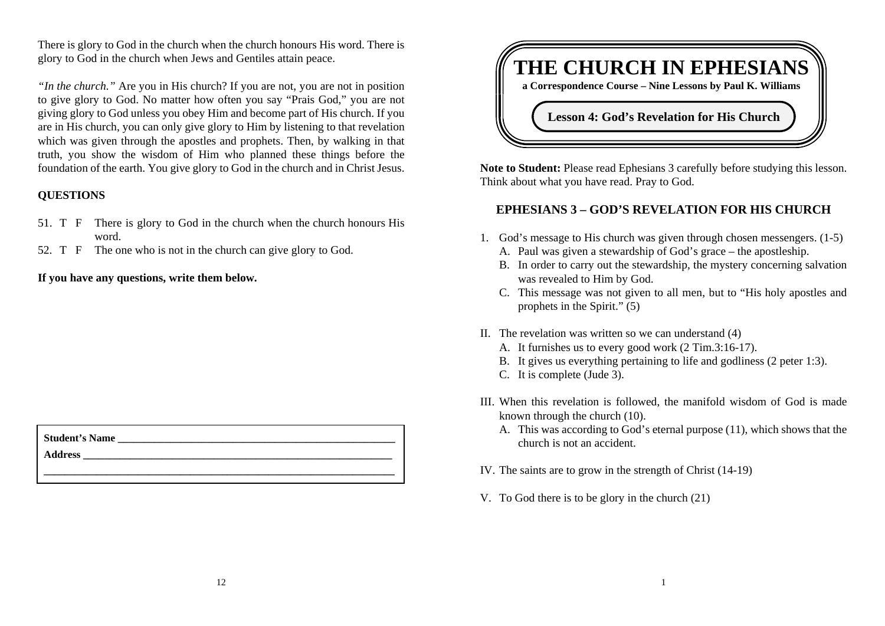There is glory to God in the church when the church honours His word. There is glory to God in the church when Jews and Gentiles attain peace.

*"In the church."* Are you in His church? If you are not, you are not in position to give glory to God. No matter how often you say "Prais God," you are not giving glory to God unless you obey Him and become part of His church. If you are in His church, you can only give glory to Him by listening to that revelation which was given through the apostles and prophets. Then, by walking in that truth, you show the wisdom of Him who planned these things before the foundation of the earth. You give glory to God in the church and in Christ Jesus.

**QUESTIONS**

51. T F There is glory to God in the church when the church honours His word.
52. T F The one who is not in the church can give glory to God.

**If you have any questions, write them below.**

**Student's Name** ____________________________________________________

**Address** __________________________________________________________

_________________________________________________________________

# THE CHURCH IN EPHESIANS

**a Correspondence Course – Nine Lessons by Paul K. Williams**

## Lesson 4: God's Revelation for His Church

**Note to Student:** Please read Ephesians 3 carefully before studying this lesson. Think about what you have read. Pray to God.

### EPHESIANS 3 – GOD'S REVELATION FOR HIS CHURCH

1. God's message to His church was given through chosen messengers. (1-5)
   - A. Paul was given a stewardship of God's grace – the apostleship.
   - B. In order to carry out the stewardship, the mystery concerning salvation was revealed to Him by God.
   - C. This message was not given to all men, but to "His holy apostles and prophets in the Spirit." (5)

II. The revelation was written so we can understand (4)
   - A. It furnishes us to every good work (2 Tim.3:16-17).
   - B. It gives us everything pertaining to life and godliness (2 peter 1:3).
   - C. It is complete (Jude 3).

III. When this revelation is followed, the manifold wisdom of God is made known through the church (10).
   - A. This was according to God's eternal purpose (11), which shows that the church is not an accident.

IV. The saints are to grow in the strength of Christ (14-19)

V. To God there is to be glory in the church (21)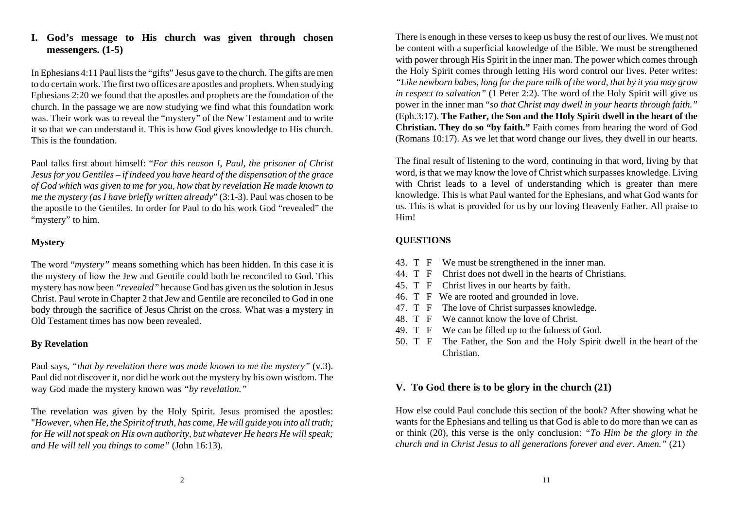## I. God's message to His church was given through chosen messengers. (1-5)

In Ephesians 4:11 Paul lists the "gifts" Jesus gave to the church. The gifts are men to do certain work. The first two offices are apostles and prophets. When studying Ephesians 2:20 we found that the apostles and prophets are the foundation of the church. In the passage we are now studying we find what this foundation work was. Their work was to reveal the "mystery" of the New Testament and to write it so that we can understand it. This is how God gives knowledge to His church. This is the foundation.

Paul talks first about himself: "*For this reason I, Paul, the prisoner of Christ Jesus for you Gentiles – if indeed you have heard of the dispensation of the grace of God which was given to me for you, how that by revelation He made known to me the mystery (as I have briefly written already*" (3:1-3). Paul was chosen to be the apostle to the Gentiles. In order for Paul to do his work God "revealed" the "mystery" to him.

### Mystery

The word "*mystery"* means something which has been hidden. In this case it is the mystery of how the Jew and Gentile could both be reconciled to God. This mystery has now been *"revealed"* because God has given us the solution in Jesus Christ. Paul wrote in Chapter 2 that Jew and Gentile are reconciled to God in one body through the sacrifice of Jesus Christ on the cross. What was a mystery in Old Testament times has now been revealed.

### By Revelation

Paul says, *"that by revelation there was made known to me the mystery"* (v.3). Paul did not discover it, nor did he work out the mystery by his own wisdom. The way God made the mystery known was *"by revelation."*

The revelation was given by the Holy Spirit. Jesus promised the apostles: "*However, when He, the Spirit of truth, has come, He will guide you into all truth; for He will not speak on His own authority, but whatever He hears He will speak; and He will tell you things to come"* (John 16:13).

There is enough in these verses to keep us busy the rest of our lives. We must not be content with a superficial knowledge of the Bible. We must be strengthened with power through His Spirit in the inner man. The power which comes through the Holy Spirit comes through letting His word control our lives. Peter writes: *"Like newborn babes, long for the pure milk of the word, that by it you may grow in respect to salvation"* (1 Peter 2:2). The word of the Holy Spirit will give us power in the inner man "*so that Christ may dwell in your hearts through faith."* (Eph.3:17). **The Father, the Son and the Holy Spirit dwell in the heart of the Christian. They do so "by faith."** Faith comes from hearing the word of God (Romans 10:17). As we let that word change our lives, they dwell in our hearts.

The final result of listening to the word, continuing in that word, living by that word, is that we may know the love of Christ which surpasses knowledge. Living with Christ leads to a level of understanding which is greater than mere knowledge. This is what Paul wanted for the Ephesians, and what God wants for us. This is what is provided for us by our loving Heavenly Father. All praise to Him!

### QUESTIONS

43. T F We must be strengthened in the inner man.
44. T F Christ does not dwell in the hearts of Christians.
45. T F Christ lives in our hearts by faith.
46. T F We are rooted and grounded in love.
47. T F The love of Christ surpasses knowledge.
48. T F We cannot know the love of Christ.
49. T F We can be filled up to the fulness of God.
50. T F The Father, the Son and the Holy Spirit dwell in the heart of the Christian.

## V. To God there is to be glory in the church (21)

How else could Paul conclude this section of the book? After showing what he wants for the Ephesians and telling us that God is able to do more than we can as or think (20), this verse is the only conclusion: *"To Him be the glory in the church and in Christ Jesus to all generations forever and ever. Amen."* (21)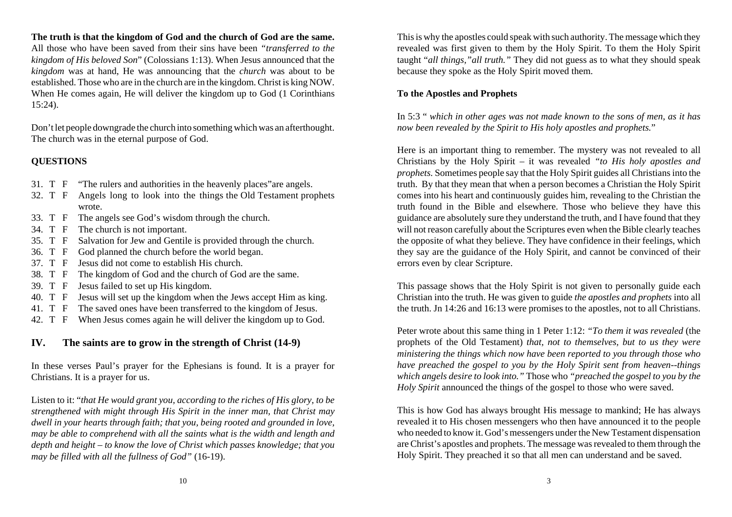**The truth is that the kingdom of God and the church of God are the same.** All those who have been saved from their sins have been *"transferred to the kingdom of His beloved Son*" (Colossians 1:13). When Jesus announced that the *kingdom* was at hand, He was announcing that the *church* was about to be established. Those who are in the church are in the kingdom. Christ is king NOW. When He comes again, He will deliver the kingdom up to God (1 Corinthians 15:24).

Don't let people downgrade the church into something which was an afterthought. The church was in the eternal purpose of God.

**QUESTIONS**

31. T F "The rulers and authorities in the heavenly places"are angels.
32. T F Angels long to look into the things the Old Testament prophets wrote.
33. T F The angels see God's wisdom through the church.
34. T F The church is not important.
35. T F Salvation for Jew and Gentile is provided through the church.
36. T F God planned the church before the world began.
37. T F Jesus did not come to establish His church.
38. T F The kingdom of God and the church of God are the same.
39. T F Jesus failed to set up His kingdom.
40. T F Jesus will set up the kingdom when the Jews accept Him as king.
41. T F The saved ones have been transferred to the kingdom of Jesus.
42. T F When Jesus comes again he will deliver the kingdom up to God.

## IV. The saints are to grow in the strength of Christ (14-9)

In these verses Paul's prayer for the Ephesians is found. It is a prayer for Christians. It is a prayer for us.

Listen to it: "*that He would grant you, according to the riches of His glory, to be strengthened with might through His Spirit in the inner man, that Christ may dwell in your hearts through faith; that you, being rooted and grounded in love, may be able to comprehend with all the saints what is the width and length and depth and height – to know the love of Christ which passes knowledge; that you may be filled with all the fullness of God"* (16-19).

This is why the apostles could speak with such authority. The message which they revealed was first given to them by the Holy Spirit. To them the Holy Spirit taught "*all things,"all truth."* They did not guess as to what they should speak because they spoke as the Holy Spirit moved them.

**To the Apostles and Prophets**

In 5:3 " *which in other ages was not made known to the sons of men, as it has now been revealed by the Spirit to His holy apostles and prophets.*"

Here is an important thing to remember. The mystery was not revealed to all Christians by the Holy Spirit – it was revealed *"to His holy apostles and prophets.* Sometimes people say that the Holy Spirit guides all Christians into the truth. By that they mean that when a person becomes a Christian the Holy Spirit comes into his heart and continuously guides him, revealing to the Christian the truth found in the Bible and elsewhere. Those who believe they have this guidance are absolutely sure they understand the truth, and I have found that they will not reason carefully about the Scriptures even when the Bible clearly teaches the opposite of what they believe. They have confidence in their feelings, which they say are the guidance of the Holy Spirit, and cannot be convinced of their errors even by clear Scripture.

This passage shows that the Holy Spirit is not given to personally guide each Christian into the truth. He was given to guide *the apostles and prophets* into all the truth. Jn 14:26 and 16:13 were promises to the apostles, not to all Christians.

Peter wrote about this same thing in 1 Peter 1:12: *"To them it was revealed* (the prophets of the Old Testament) *that, not to themselves, but to us they were ministering the things which now have been reported to you through those who have preached the gospel to you by the Holy Spirit sent from heaven--things which angels desire to look into."* Those who *"preached the gospel to you by the Holy Spirit* announced the things of the gospel to those who were saved.

This is how God has always brought His message to mankind; He has always revealed it to His chosen messengers who then have announced it to the people who needed to know it. God's messengers under the New Testament dispensation are Christ's apostles and prophets. The message was revealed to them through the Holy Spirit. They preached it so that all men can understand and be saved.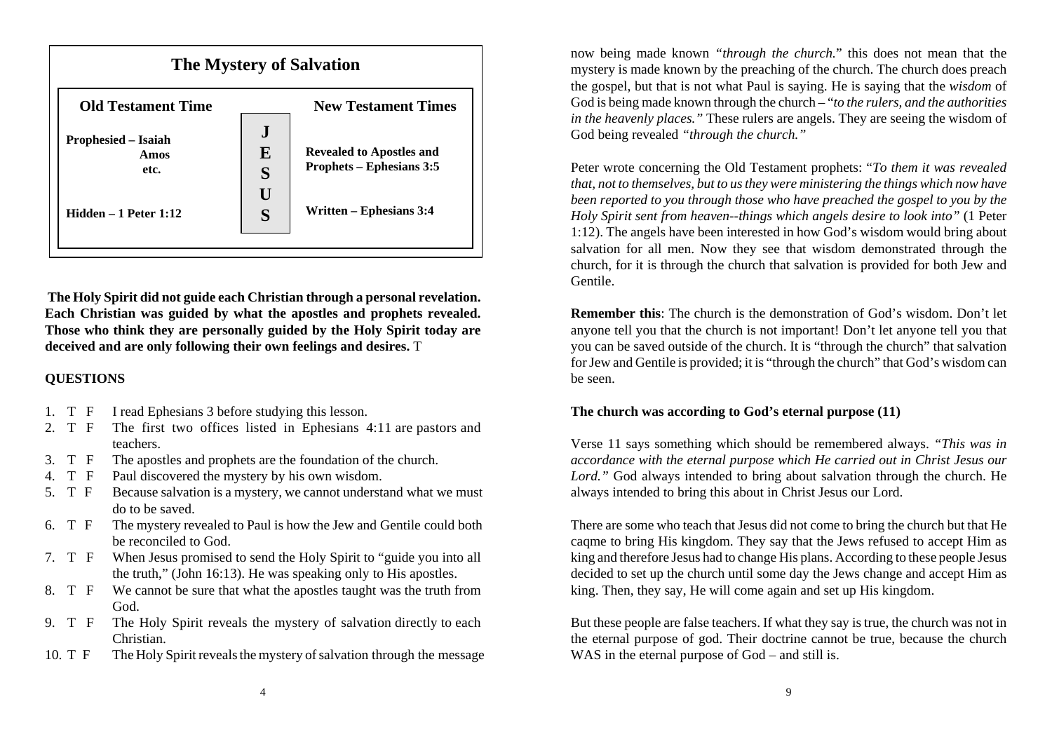## The Mystery of Salvation

| Old Testament Time | | New Testament Times |
|---|---|---|
| Prophesied – Isaiah Amos etc. | J E S U S | Revealed to Apostles and Prophets – Ephesians 3:5 |
| Hidden – 1 Peter 1:12 | | Written – Ephesians 3:4 |

**The Holy Spirit did not guide each Christian through a personal revelation. Each Christian was guided by what the apostles and prophets revealed. Those who think they are personally guided by the Holy Spirit today are deceived and are only following their own feelings and desires.** T

**QUESTIONS**

1. T F I read Ephesians 3 before studying this lesson.
2. T F The first two offices listed in Ephesians 4:11 are pastors and teachers.
3. T F The apostles and prophets are the foundation of the church.
4. T F Paul discovered the mystery by his own wisdom.
5. T F Because salvation is a mystery, we cannot understand what we must do to be saved.
6. T F The mystery revealed to Paul is how the Jew and Gentile could both be reconciled to God.
7. T F When Jesus promised to send the Holy Spirit to "guide you into all the truth," (John 16:13). He was speaking only to His apostles.
8. T F We cannot be sure that what the apostles taught was the truth from God.
9. T F The Holy Spirit reveals the mystery of salvation directly to each Christian.
10. T F The Holy Spirit reveals the mystery of salvation through the message

now being made known "*through the church.*" this does not mean that the mystery is made known by the preaching of the church. The church does preach the gospel, but that is not what Paul is saying. He is saying that the *wisdom* of God is being made known through the church – "*to the rulers, and the authorities in the heavenly places.*" These rulers are angels. They are seeing the wisdom of God being revealed *"through the church."*

Peter wrote concerning the Old Testament prophets: "*To them it was revealed that, not to themselves, but to us they were ministering the things which now have been reported to you through those who have preached the gospel to you by the Holy Spirit sent from heaven--things which angels desire to look into"* (1 Peter 1:12). The angels have been interested in how God's wisdom would bring about salvation for all men. Now they see that wisdom demonstrated through the church, for it is through the church that salvation is provided for both Jew and Gentile.

**Remember this**: The church is the demonstration of God's wisdom. Don't let anyone tell you that the church is not important! Don't let anyone tell you that you can be saved outside of the church. It is "through the church" that salvation for Jew and Gentile is provided; it is "through the church" that God's wisdom can be seen.

**The church was according to God's eternal purpose (11)**

Verse 11 says something which should be remembered always. *"This was in accordance with the eternal purpose which He carried out in Christ Jesus our Lord."* God always intended to bring about salvation through the church. He always intended to bring this about in Christ Jesus our Lord.

There are some who teach that Jesus did not come to bring the church but that He caqme to bring His kingdom. They say that the Jews refused to accept Him as king and therefore Jesus had to change His plans. According to these people Jesus decided to set up the church until some day the Jews change and accept Him as king. Then, they say, He will come again and set up His kingdom.

But these people are false teachers. If what they say is true, the church was not in the eternal purpose of god. Their doctrine cannot be true, because the church WAS in the eternal purpose of God – and still is.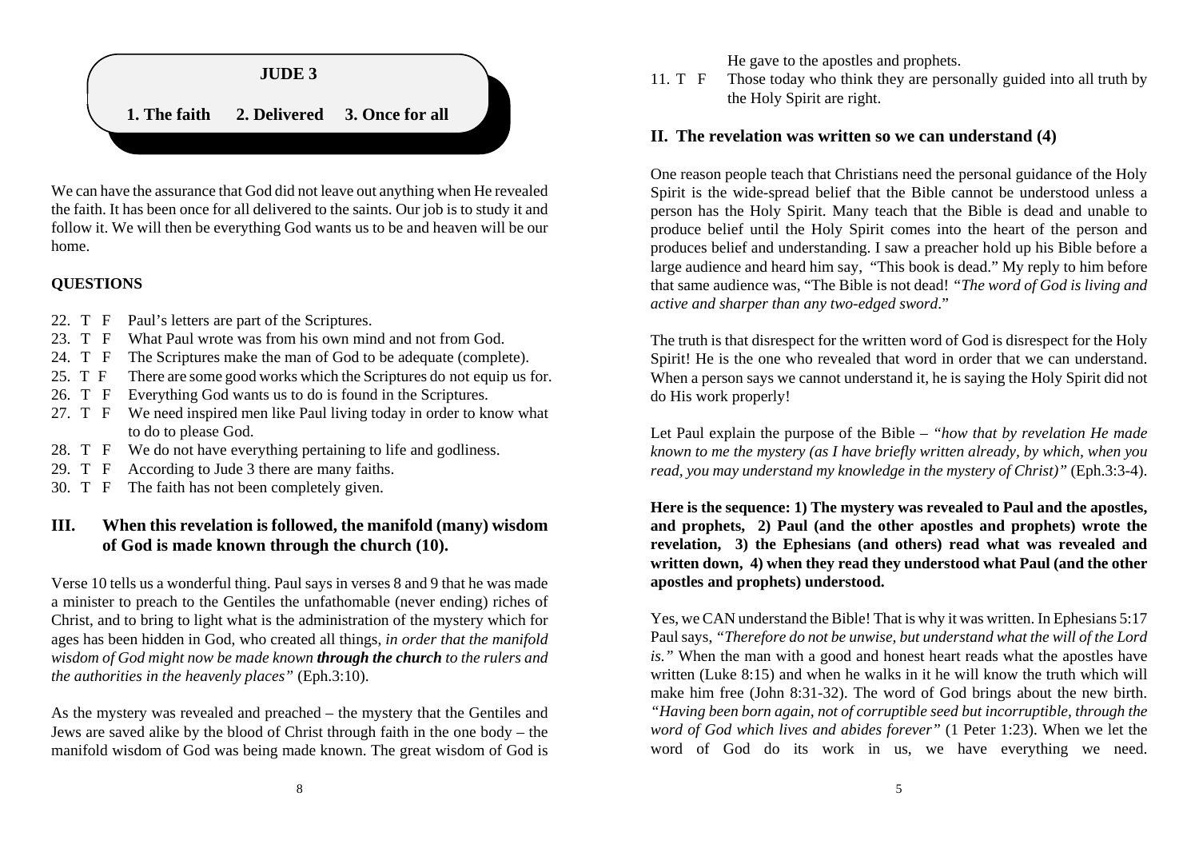**JUDE 3**

**1. The faith 2. Delivered 3. Once for all**

We can have the assurance that God did not leave out anything when He revealed the faith. It has been once for all delivered to the saints. Our job is to study it and follow it. We will then be everything God wants us to be and heaven will be our home.

### QUESTIONS

22. T F Paul's letters are part of the Scriptures.
23. T F What Paul wrote was from his own mind and not from God.
24. T F The Scriptures make the man of God to be adequate (complete).
25. T F There are some good works which the Scriptures do not equip us for.
26. T F Everything God wants us to do is found in the Scriptures.
27. T F We need inspired men like Paul living today in order to know what to do to please God.
28. T F We do not have everything pertaining to life and godliness.
29. T F According to Jude 3 there are many faiths.
30. T F The faith has not been completely given.

## III. When this revelation is followed, the manifold (many) wisdom of God is made known through the church (10).

Verse 10 tells us a wonderful thing. Paul says in verses 8 and 9 that he was made a minister to preach to the Gentiles the unfathomable (never ending) riches of Christ, and to bring to light what is the administration of the mystery which for ages has been hidden in God, who created all things, *in order that the manifold wisdom of God might now be made known* ***through the church*** *to the rulers and the authorities in the heavenly places"* (Eph.3:10).

As the mystery was revealed and preached – the mystery that the Gentiles and Jews are saved alike by the blood of Christ through faith in the one body – the manifold wisdom of God was being made known. The great wisdom of God is

He gave to the apostles and prophets.

11. T F Those today who think they are personally guided into all truth by the Holy Spirit are right.

## II. The revelation was written so we can understand (4)

One reason people teach that Christians need the personal guidance of the Holy Spirit is the wide-spread belief that the Bible cannot be understood unless a person has the Holy Spirit. Many teach that the Bible is dead and unable to produce belief until the Holy Spirit comes into the heart of the person and produces belief and understanding. I saw a preacher hold up his Bible before a large audience and heard him say, "This book is dead." My reply to him before that same audience was, "The Bible is not dead! *"The word of God is living and active and sharper than any two-edged sword*."

The truth is that disrespect for the written word of God is disrespect for the Holy Spirit! He is the one who revealed that word in order that we can understand. When a person says we cannot understand it, he is saying the Holy Spirit did not do His work properly!

Let Paul explain the purpose of the Bible – *"how that by revelation He made known to me the mystery (as I have briefly written already, by which, when you read, you may understand my knowledge in the mystery of Christ)"* (Eph.3:3-4).

**Here is the sequence: 1) The mystery was revealed to Paul and the apostles, and prophets, 2) Paul (and the other apostles and prophets) wrote the revelation, 3) the Ephesians (and others) read what was revealed and written down, 4) when they read they understood what Paul (and the other apostles and prophets) understood.**

Yes, we CAN understand the Bible! That is why it was written. In Ephesians 5:17 Paul says, *"Therefore do not be unwise, but understand what the will of the Lord is."* When the man with a good and honest heart reads what the apostles have written (Luke 8:15) and when he walks in it he will know the truth which will make him free (John 8:31-32). The word of God brings about the new birth. *"Having been born again, not of corruptible seed but incorruptible, through the word of God which lives and abides forever"* (1 Peter 1:23). When we let the word of God do its work in us, we have everything we need.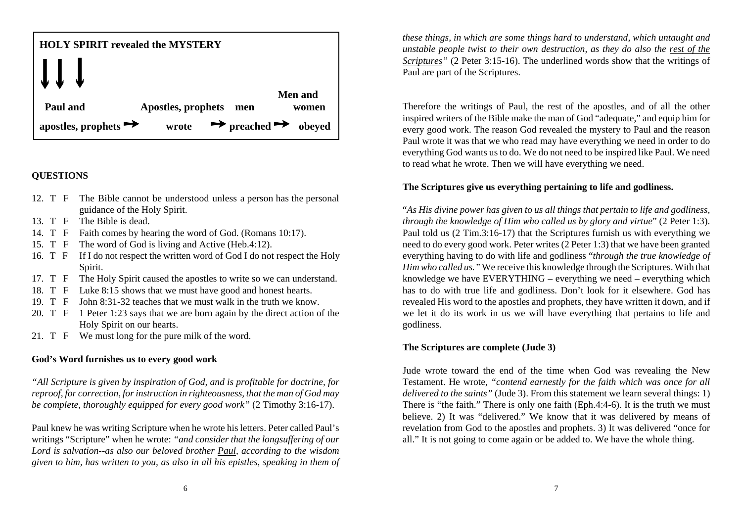**HOLY SPIRIT revealed the MYSTERY**

↓ ↓ ↓

Paul and apostles, prophets → Apostles, prophets wrote → men preached → Men and women obeyed

**QUESTIONS**

12. T F The Bible cannot be understood unless a person has the personal guidance of the Holy Spirit.
13. T F The Bible is dead.
14. T F Faith comes by hearing the word of God. (Romans 10:17).
15. T F The word of God is living and Active (Heb.4:12).
16. T F If I do not respect the written word of God I do not respect the Holy Spirit.
17. T F The Holy Spirit caused the apostles to write so we can understand.
18. T F Luke 8:15 shows that we must have good and honest hearts.
19. T F John 8:31-32 teaches that we must walk in the truth we know.
20. T F 1 Peter 1:23 says that we are born again by the direct action of the Holy Spirit on our hearts.
21. T F We must long for the pure milk of the word.

**God's Word furnishes us to every good work**

*"All Scripture is given by inspiration of God, and is profitable for doctrine, for reproof, for correction, for instruction in righteousness, that the man of God may be complete, thoroughly equipped for every good work"* (2 Timothy 3:16-17).

Paul knew he was writing Scripture when he wrote his letters. Peter called Paul's writings "Scripture" when he wrote: *"and consider that the longsuffering of our Lord is salvation--as also our beloved brother <u>Paul</u>, according to the wisdom given to him, has written to you, as also in all his epistles, speaking in them of these things, in which are some things hard to understand, which untaught and unstable people twist to their own destruction, as they do also the <u>rest of the Scriptures</u>"* (2 Peter 3:15-16). The underlined words show that the writings of Paul are part of the Scriptures.

Therefore the writings of Paul, the rest of the apostles, and of all the other inspired writers of the Bible make the man of God "adequate," and equip him for every good work. The reason God revealed the mystery to Paul and the reason Paul wrote it was that we who read may have everything we need in order to do everything God wants us to do. We do not need to be inspired like Paul. We need to read what he wrote. Then we will have everything we need.

**The Scriptures give us everything pertaining to life and godliness.**

"*As His divine power has given to us all things that pertain to life and godliness, through the knowledge of Him who called us by glory and virtue*" (2 Peter 1:3). Paul told us (2 Tim.3:16-17) that the Scriptures furnish us with everything we need to do every good work. Peter writes (2 Peter 1:3) that we have been granted everything having to do with life and godliness "*through the true knowledge of Him who called us."* We receive this knowledge through the Scriptures. With that knowledge we have EVERYTHING – everything we need – everything which has to do with true life and godliness. Don't look for it elsewhere. God has revealed His word to the apostles and prophets, they have written it down, and if we let it do its work in us we will have everything that pertains to life and godliness.

**The Scriptures are complete (Jude 3)**

Jude wrote toward the end of the time when God was revealing the New Testament. He wrote, *"contend earnestly for the faith which was once for all delivered to the saints"* (Jude 3). From this statement we learn several things: 1) There is "the faith." There is only one faith (Eph.4:4-6). It is the truth we must believe. 2) It was "delivered." We know that it was delivered by means of revelation from God to the apostles and prophets. 3) It was delivered "once for all." It is not going to come again or be added to. We have the whole thing.